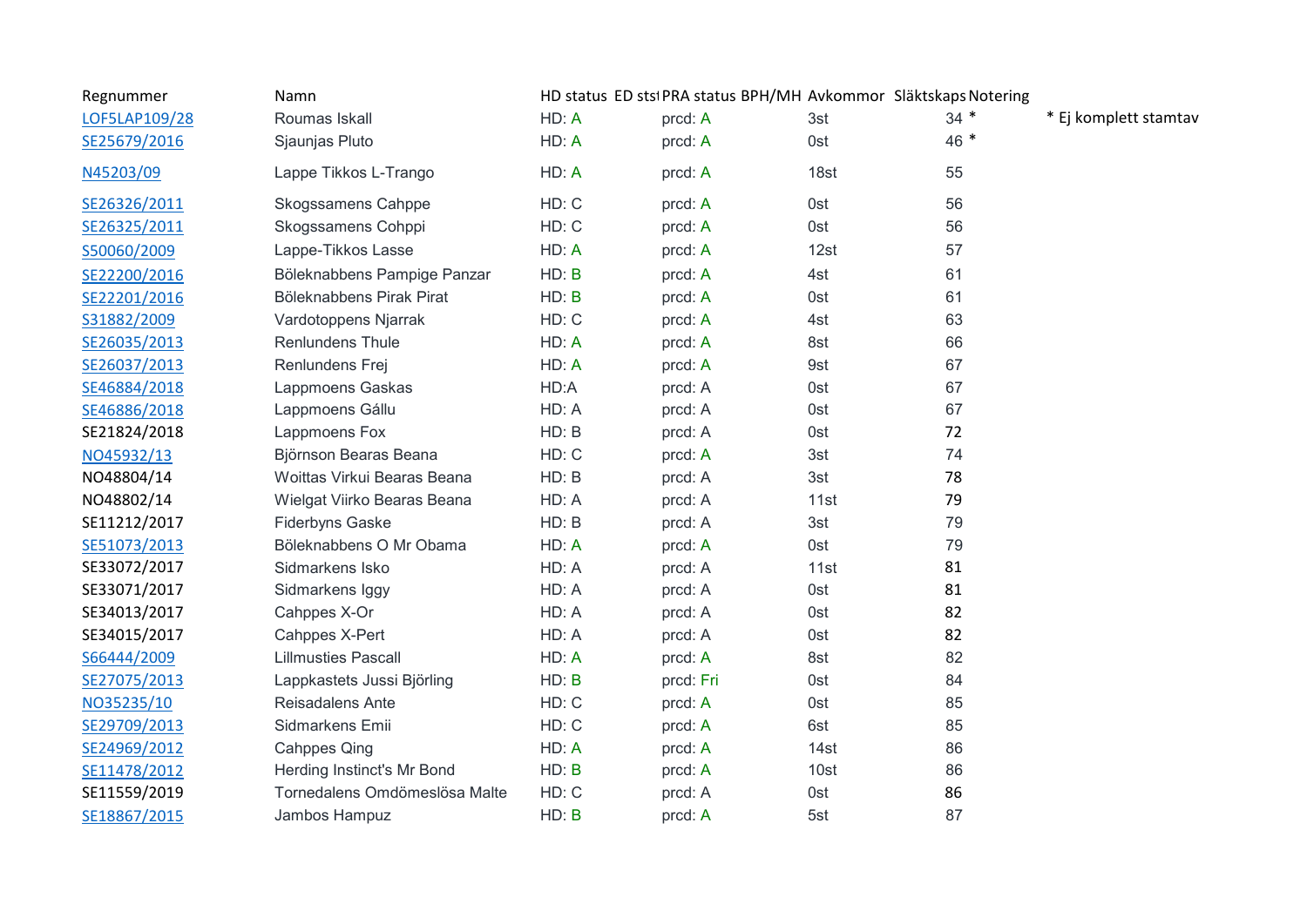| Regnummer | Namn | HD status | ED stst | PRA status | BPH/MH | Avkommor | Släktskaps | Notering |
|---|---|---|---|---|---|---|---|---|
| LOF5LAP109/28 | Roumas Iskall | HD: A | | prcd: A | | 3st | 34 | * |
| SE25679/2016 | Sjaunjas Pluto | HD: A | | prcd: A | | 0st | 46 | * |
| N45203/09 | Lappe Tikkos L-Trango | HD: A | | prcd: A | | 18st | 55 | |
| SE26326/2011 | Skogssamens Cahppe | HD: C | | prcd: A | | 0st | 56 | |
| SE26325/2011 | Skogssamens Cohppi | HD: C | | prcd: A | | 0st | 56 | |
| S50060/2009 | Lappe-Tikkos Lasse | HD: A | | prcd: A | | 12st | 57 | |
| SE22200/2016 | Böleknabbens Pampige Panzar | HD: B | | prcd: A | | 4st | 61 | |
| SE22201/2016 | Böleknabbens Pirak Pirat | HD: B | | prcd: A | | 0st | 61 | |
| S31882/2009 | Vardotoppens Njarrak | HD: C | | prcd: A | | 4st | 63 | |
| SE26035/2013 | Renlundens Thule | HD: A | | prcd: A | | 8st | 66 | |
| SE26037/2013 | Renlundens Frej | HD: A | | prcd: A | | 9st | 67 | |
| SE46884/2018 | Lappmoens Gaskas | HD:A | | prcd: A | | 0st | 67 | |
| SE46886/2018 | Lappmoens Gállu | HD: A | | prcd: A | | 0st | 67 | |
| SE21824/2018 | Lappmoens Fox | HD: B | | prcd: A | | 0st | 72 | |
| NO45932/13 | Björnson Bearas Beana | HD: C | | prcd: A | | 3st | 74 | |
| NO48804/14 | Woittas Virkui Bearas Beana | HD: B | | prcd: A | | 3st | 78 | |
| NO48802/14 | Wielgat Viirko Bearas Beana | HD: A | | prcd: A | | 11st | 79 | |
| SE11212/2017 | Fiderbyns Gaske | HD: B | | prcd: A | | 3st | 79 | |
| SE51073/2013 | Böleknabbens O Mr Obama | HD: A | | prcd: A | | 0st | 79 | |
| SE33072/2017 | Sidmarkens Isko | HD: A | | prcd: A | | 11st | 81 | |
| SE33071/2017 | Sidmarkens Iggy | HD: A | | prcd: A | | 0st | 81 | |
| SE34013/2017 | Cahppes X-Or | HD: A | | prcd: A | | 0st | 82 | |
| SE34015/2017 | Cahppes X-Pert | HD: A | | prcd: A | | 0st | 82 | |
| S66444/2009 | Lillmusties Pascall | HD: A | | prcd: A | | 8st | 82 | |
| SE27075/2013 | Lappkastets Jussi Björling | HD: B | | prcd: Fri | | 0st | 84 | |
| NO35235/10 | Reisadalens Ante | HD: C | | prcd: A | | 0st | 85 | |
| SE29709/2013 | Sidmarkens Emii | HD: C | | prcd: A | | 6st | 85 | |
| SE24969/2012 | Cahppes Qing | HD: A | | prcd: A | | 14st | 86 | |
| SE11478/2012 | Herding Instinct's Mr Bond | HD: B | | prcd: A | | 10st | 86 | |
| SE11559/2019 | Tornedalens Omdömeslösa Malte | HD: C | | prcd: A | | 0st | 86 | |
| SE18867/2015 | Jambos Hampuz | HD: B | | prcd: A | | 5st | 87 | |

* Ej komplett stamtav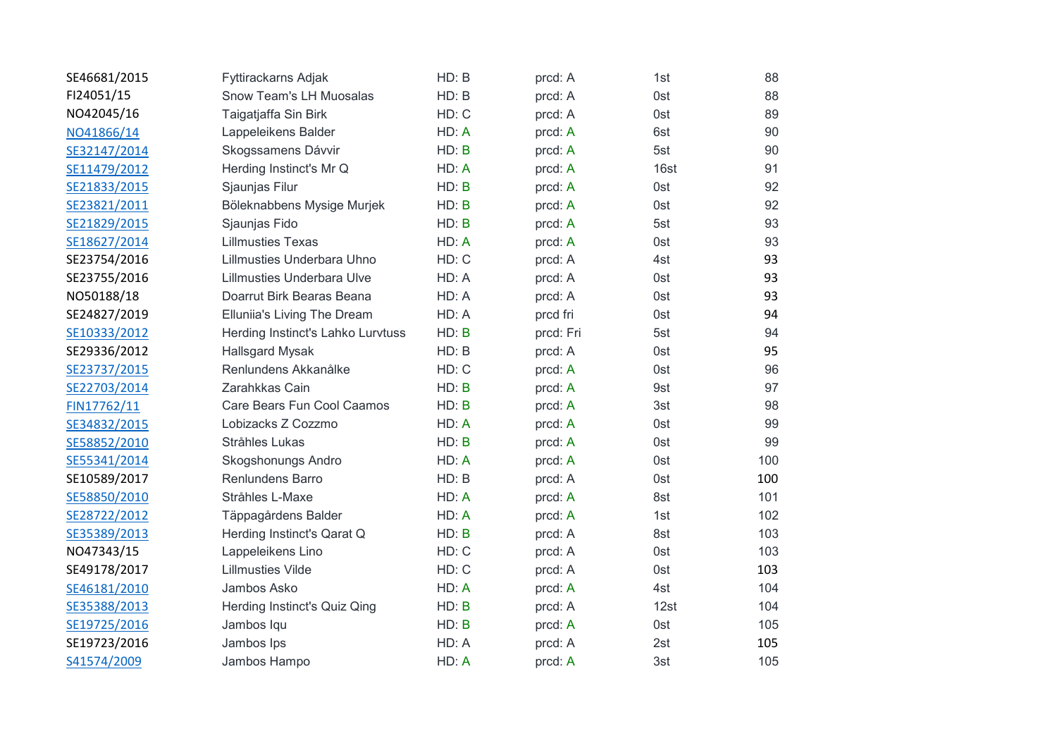| | | | | | |
|---|---|---|---|---|---|
| SE46681/2015 | Fyttirackarns Adjak | HD: B | prcd: A | 1st | 88 |
| FI24051/15 | Snow Team's LH Muosalas | HD: B | prcd: A | 0st | 88 |
| NO42045/16 | Taigatjaffa Sin Birk | HD: C | prcd: A | 0st | 89 |
| NO41866/14 | Lappeleikens Balder | HD: A | prcd: A | 6st | 90 |
| SE32147/2014 | Skogssamens Dávvir | HD: B | prcd: A | 5st | 90 |
| SE11479/2012 | Herding Instinct's Mr Q | HD: A | prcd: A | 16st | 91 |
| SE21833/2015 | Sjaunjas Filur | HD: B | prcd: A | 0st | 92 |
| SE23821/2011 | Böleknabbens Mysige Murjek | HD: B | prcd: A | 0st | 92 |
| SE21829/2015 | Sjaunjas Fido | HD: B | prcd: A | 5st | 93 |
| SE18627/2014 | Lillmusties Texas | HD: A | prcd: A | 0st | 93 |
| SE23754/2016 | Lillmusties Underbara Uhno | HD: C | prcd: A | 4st | 93 |
| SE23755/2016 | Lillmusties Underbara Ulve | HD: A | prcd: A | 0st | 93 |
| NO50188/18 | Doarrut Birk Bearas Beana | HD: A | prcd: A | 0st | 93 |
| SE24827/2019 | Elluniia's Living The Dream | HD: A | prcd fri | 0st | 94 |
| SE10333/2012 | Herding Instinct's Lahko Lurvtuss | HD: B | prcd: Fri | 5st | 94 |
| SE29336/2012 | Hallsgard Mysak | HD: B | prcd: A | 0st | 95 |
| SE23737/2015 | Renlundens Akkanålke | HD: C | prcd: A | 0st | 96 |
| SE22703/2014 | Zarahkkas Cain | HD: B | prcd: A | 9st | 97 |
| FIN17762/11 | Care Bears Fun Cool Caamos | HD: B | prcd: A | 3st | 98 |
| SE34832/2015 | Lobizacks Z Cozzmo | HD: A | prcd: A | 0st | 99 |
| SE58852/2010 | Stråhles Lukas | HD: B | prcd: A | 0st | 99 |
| SE55341/2014 | Skogshonungs Andro | HD: A | prcd: A | 0st | 100 |
| SE10589/2017 | Renlundens Barro | HD: B | prcd: A | 0st | 100 |
| SE58850/2010 | Stråhles L-Maxe | HD: A | prcd: A | 8st | 101 |
| SE28722/2012 | Täppagårdens Balder | HD: A | prcd: A | 1st | 102 |
| SE35389/2013 | Herding Instinct's Qarat Q | HD: B | prcd: A | 8st | 103 |
| NO47343/15 | Lappeleikens Lino | HD: C | prcd: A | 0st | 103 |
| SE49178/2017 | Lillmusties Vilde | HD: C | prcd: A | 0st | 103 |
| SE46181/2010 | Jambos Asko | HD: A | prcd: A | 4st | 104 |
| SE35388/2013 | Herding Instinct's Quiz Qing | HD: B | prcd: A | 12st | 104 |
| SE19725/2016 | Jambos Iqu | HD: B | prcd: A | 0st | 105 |
| SE19723/2016 | Jambos Ips | HD: A | prcd: A | 2st | 105 |
| S41574/2009 | Jambos Hampo | HD: A | prcd: A | 3st | 105 |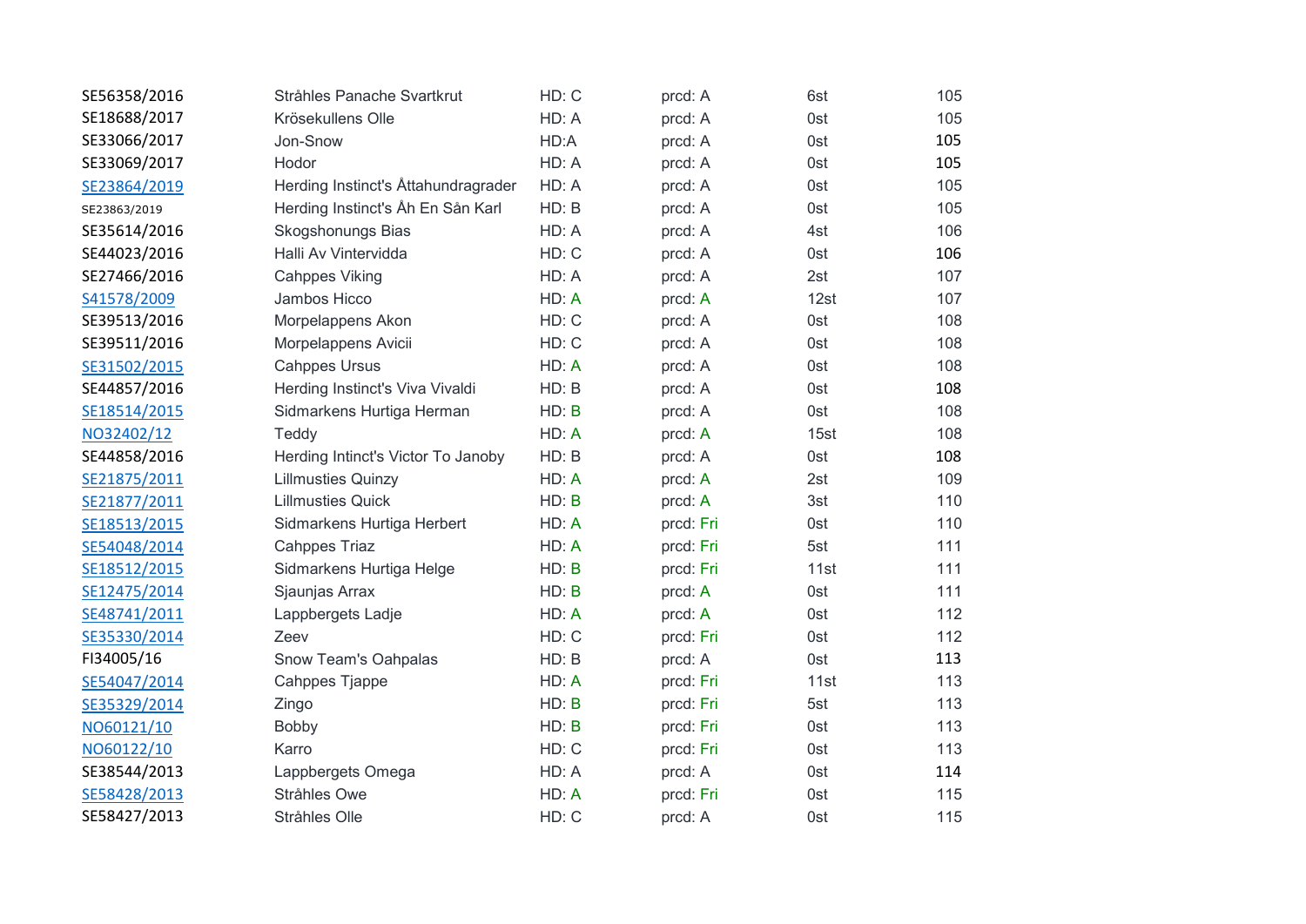| | | | | | |
|---|---|---|---|---|---|
| SE56358/2016 | Stråhles Panache Svartkrut | HD: C | prcd: A | 6st | 105 |
| SE18688/2017 | Krösekullens Olle | HD: A | prcd: A | 0st | 105 |
| SE33066/2017 | Jon-Snow | HD:A | prcd: A | 0st | 105 |
| SE33069/2017 | Hodor | HD: A | prcd: A | 0st | 105 |
| SE23864/2019 | Herding Instinct's Åttahundragrader | HD: A | prcd: A | 0st | 105 |
| SE23863/2019 | Herding Instinct's Åh En Sån Karl | HD: B | prcd: A | 0st | 105 |
| SE35614/2016 | Skogshonungs Bias | HD: A | prcd: A | 4st | 106 |
| SE44023/2016 | Halli Av Vintervidda | HD: C | prcd: A | 0st | 106 |
| SE27466/2016 | Cahppes Viking | HD: A | prcd: A | 2st | 107 |
| S41578/2009 | Jambos Hicco | HD: A | prcd: A | 12st | 107 |
| SE39513/2016 | Morpelappens Akon | HD: C | prcd: A | 0st | 108 |
| SE39511/2016 | Morpelappens Avicii | HD: C | prcd: A | 0st | 108 |
| SE31502/2015 | Cahppes Ursus | HD: A | prcd: A | 0st | 108 |
| SE44857/2016 | Herding Instinct's Viva Vivaldi | HD: B | prcd: A | 0st | 108 |
| SE18514/2015 | Sidmarkens Hurtiga Herman | HD: B | prcd: A | 0st | 108 |
| NO32402/12 | Teddy | HD: A | prcd: A | 15st | 108 |
| SE44858/2016 | Herding Intinct's Victor To Janoby | HD: B | prcd: A | 0st | 108 |
| SE21875/2011 | Lillmusties Quinzy | HD: A | prcd: A | 2st | 109 |
| SE21877/2011 | Lillmusties Quick | HD: B | prcd: A | 3st | 110 |
| SE18513/2015 | Sidmarkens Hurtiga Herbert | HD: A | prcd: Fri | 0st | 110 |
| SE54048/2014 | Cahppes Triaz | HD: A | prcd: Fri | 5st | 111 |
| SE18512/2015 | Sidmarkens Hurtiga Helge | HD: B | prcd: Fri | 11st | 111 |
| SE12475/2014 | Sjaunjas Arrax | HD: B | prcd: A | 0st | 111 |
| SE48741/2011 | Lappbergets Ladje | HD: A | prcd: A | 0st | 112 |
| SE35330/2014 | Zeev | HD: C | prcd: Fri | 0st | 112 |
| FI34005/16 | Snow Team's Oahpalas | HD: B | prcd: A | 0st | 113 |
| SE54047/2014 | Cahppes Tjappe | HD: A | prcd: Fri | 11st | 113 |
| SE35329/2014 | Zingo | HD: B | prcd: Fri | 5st | 113 |
| NO60121/10 | Bobby | HD: B | prcd: Fri | 0st | 113 |
| NO60122/10 | Karro | HD: C | prcd: Fri | 0st | 113 |
| SE38544/2013 | Lappbergets Omega | HD: A | prcd: A | 0st | 114 |
| SE58428/2013 | Stråhles Owe | HD: A | prcd: Fri | 0st | 115 |
| SE58427/2013 | Stråhles Olle | HD: C | prcd: A | 0st | 115 |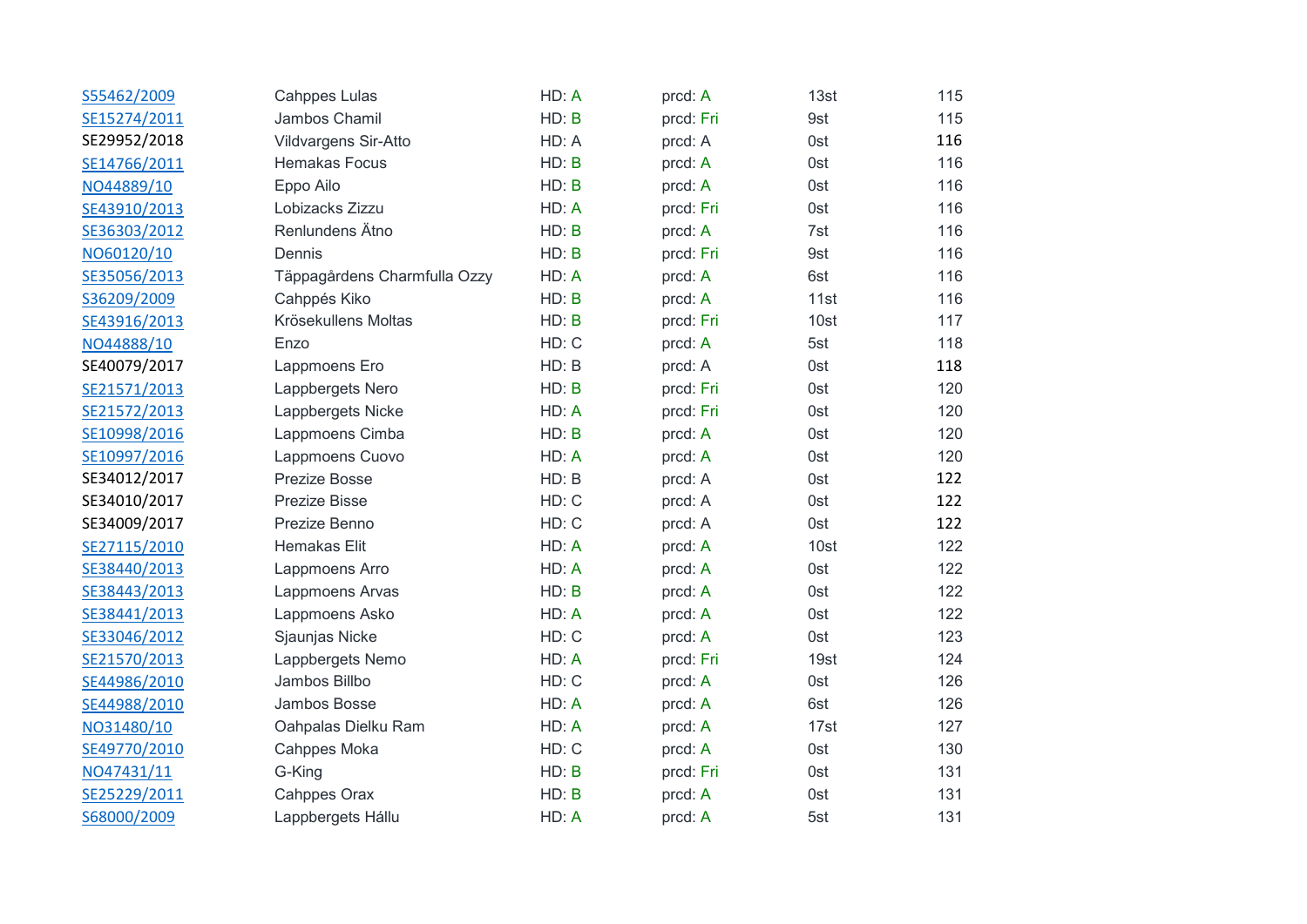| | | | | | |
|---|---|---|---|---|---|
| S55462/2009 | Cahppes Lulas | HD: A | prcd: A | 13st | 115 |
| SE15274/2011 | Jambos Chamil | HD: B | prcd: Fri | 9st | 115 |
| SE29952/2018 | Vildvargens Sir-Atto | HD: A | prcd: A | 0st | 116 |
| SE14766/2011 | Hemakas Focus | HD: B | prcd: A | 0st | 116 |
| NO44889/10 | Eppo Ailo | HD: B | prcd: A | 0st | 116 |
| SE43910/2013 | Lobizacks Zizzu | HD: A | prcd: Fri | 0st | 116 |
| SE36303/2012 | Renlundens Ätno | HD: B | prcd: A | 7st | 116 |
| NO60120/10 | Dennis | HD: B | prcd: Fri | 9st | 116 |
| SE35056/2013 | Täppagårdens Charmfulla Ozzy | HD: A | prcd: A | 6st | 116 |
| S36209/2009 | Cahppés Kiko | HD: B | prcd: A | 11st | 116 |
| SE43916/2013 | Krösekullens Moltas | HD: B | prcd: Fri | 10st | 117 |
| NO44888/10 | Enzo | HD: C | prcd: A | 5st | 118 |
| SE40079/2017 | Lappmoens Ero | HD: B | prcd: A | 0st | 118 |
| SE21571/2013 | Lappbergets Nero | HD: B | prcd: Fri | 0st | 120 |
| SE21572/2013 | Lappbergets Nicke | HD: A | prcd: Fri | 0st | 120 |
| SE10998/2016 | Lappmoens Cimba | HD: B | prcd: A | 0st | 120 |
| SE10997/2016 | Lappmoens Cuovo | HD: A | prcd: A | 0st | 120 |
| SE34012/2017 | Prezize Bosse | HD: B | prcd: A | 0st | 122 |
| SE34010/2017 | Prezize Bisse | HD: C | prcd: A | 0st | 122 |
| SE34009/2017 | Prezize Benno | HD: C | prcd: A | 0st | 122 |
| SE27115/2010 | Hemakas Elit | HD: A | prcd: A | 10st | 122 |
| SE38440/2013 | Lappmoens Arro | HD: A | prcd: A | 0st | 122 |
| SE38443/2013 | Lappmoens Arvas | HD: B | prcd: A | 0st | 122 |
| SE38441/2013 | Lappmoens Asko | HD: A | prcd: A | 0st | 122 |
| SE33046/2012 | Sjaunjas Nicke | HD: C | prcd: A | 0st | 123 |
| SE21570/2013 | Lappbergets Nemo | HD: A | prcd: Fri | 19st | 124 |
| SE44986/2010 | Jambos Billbo | HD: C | prcd: A | 0st | 126 |
| SE44988/2010 | Jambos Bosse | HD: A | prcd: A | 6st | 126 |
| NO31480/10 | Oahpalas Dielku Ram | HD: A | prcd: A | 17st | 127 |
| SE49770/2010 | Cahppes Moka | HD: C | prcd: A | 0st | 130 |
| NO47431/11 | G-King | HD: B | prcd: Fri | 0st | 131 |
| SE25229/2011 | Cahppes Orax | HD: B | prcd: A | 0st | 131 |
| S68000/2009 | Lappbergets Hállu | HD: A | prcd: A | 5st | 131 |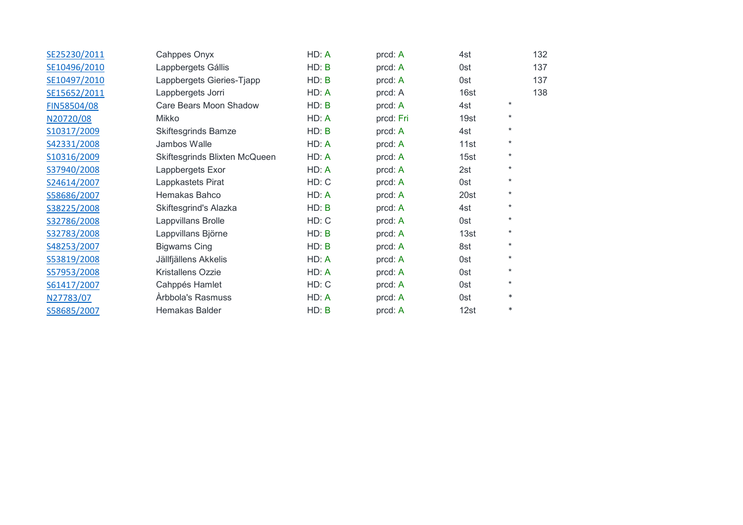| | | | | | | |
|---|---|---|---|---|---|---|
| SE25230/2011 | Cahppes Onyx | HD: A | prcd: A | 4st | | 132 |
| SE10496/2010 | Lappbergets Gállis | HD: B | prcd: A | 0st | | 137 |
| SE10497/2010 | Lappbergets Gieries-Tjapp | HD: B | prcd: A | 0st | | 137 |
| SE15652/2011 | Lappbergets Jorri | HD: A | prcd: A | 16st | | 138 |
| FIN58504/08 | Care Bears Moon Shadow | HD: B | prcd: A | 4st | * | |
| N20720/08 | Mikko | HD: A | prcd: Fri | 19st | * | |
| S10317/2009 | Skiftesgrinds Bamze | HD: B | prcd: A | 4st | * | |
| S42331/2008 | Jambos Walle | HD: A | prcd: A | 11st | * | |
| S10316/2009 | Skiftesgrinds Blixten McQueen | HD: A | prcd: A | 15st | * | |
| S37940/2008 | Lappbergets Exor | HD: A | prcd: A | 2st | * | |
| S24614/2007 | Lappkastets Pirat | HD: C | prcd: A | 0st | * | |
| S58686/2007 | Hemakas Bahco | HD: A | prcd: A | 20st | * | |
| S38225/2008 | Skiftesgrind's Alazka | HD: B | prcd: A | 4st | * | |
| S32786/2008 | Lappvillans Brolle | HD: C | prcd: A | 0st | * | |
| S32783/2008 | Lappvillans Björne | HD: B | prcd: A | 13st | * | |
| S48253/2007 | Bigwams Cing | HD: B | prcd: A | 8st | * | |
| S53819/2008 | Jällfjällens Akkelis | HD: A | prcd: A | 0st | * | |
| S57953/2008 | Kristallens Ozzie | HD: A | prcd: A | 0st | * | |
| S61417/2007 | Cahppés Hamlet | HD: C | prcd: A | 0st | * | |
| N27783/07 | Àrbbola's Rasmuss | HD: A | prcd: A | 0st | * | |
| S58685/2007 | Hemakas Balder | HD: B | prcd: A | 12st | * | |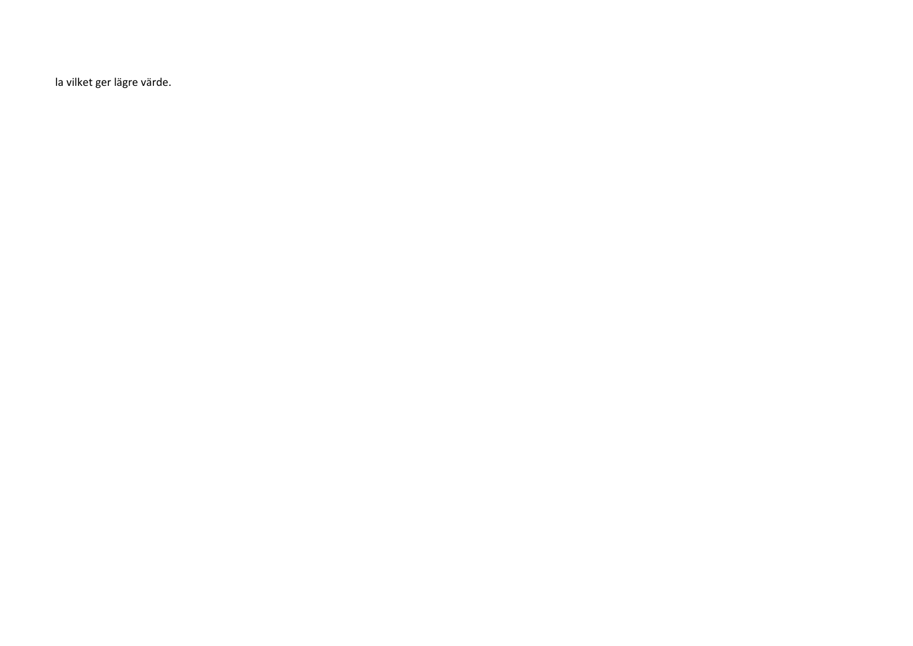la vilket ger lägre värde.